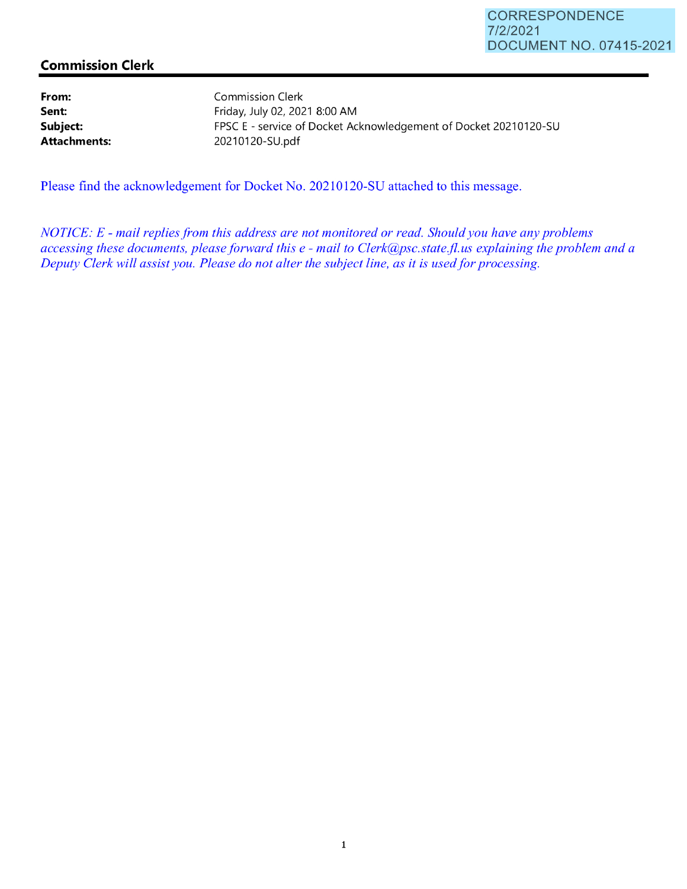CORRESPONDENCE
7/2/2021
DOCUMENT NO. 07415-2021

## Commission Clerk

**From:** Commission Clerk
**Sent:** Friday, July 02, 2021 8:00 AM
**Subject:** FPSC E - service of Docket Acknowledgement of Docket 20210120-SU
**Attachments:** 20210120-SU.pdf

Please find the acknowledgement for Docket No. 20210120-SU attached to this message.

*NOTICE: E - mail replies from this address are not monitored or read. Should you have any problems accessing these documents, please forward this e - mail to Clerk@psc.state.fl.us explaining the problem and a Deputy Clerk will assist you. Please do not alter the subject line, as it is used for processing.*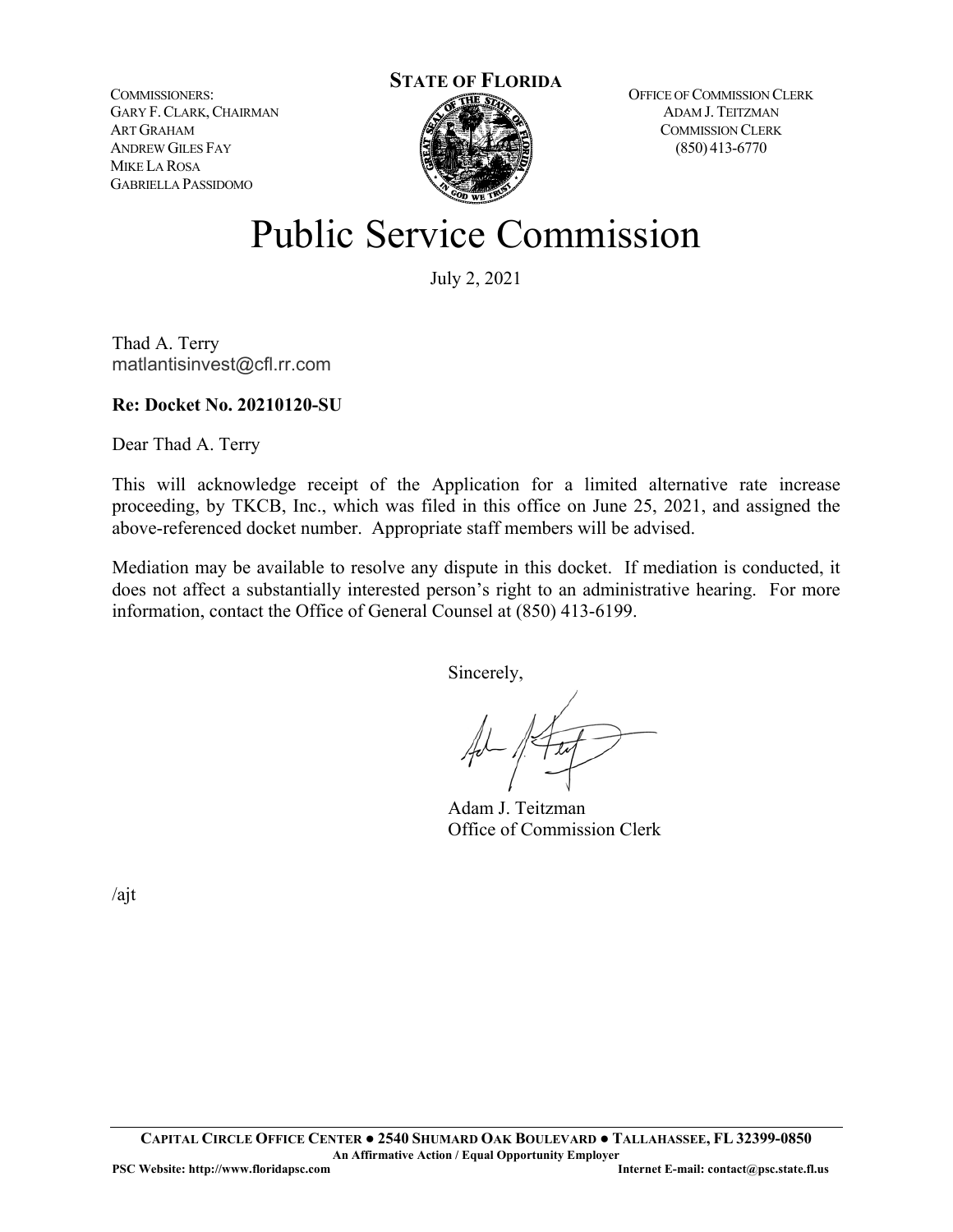COMMISSIONERS:
GARY F. CLARK, CHAIRMAN
ART GRAHAM
ANDREW GILES FAY
MIKE LA ROSA
GABRIELLA PASSIDOMO

**STATE OF FLORIDA**

OFFICE OF COMMISSION CLERK
ADAM J. TEITZMAN
COMMISSION CLERK
(850) 413-6770

# Public Service Commission

July 2, 2021

Thad A. Terry
matlantisinvest@cfl.rr.com

**Re: Docket No. 20210120-SU**

Dear Thad A. Terry

This will acknowledge receipt of the Application for a limited alternative rate increase proceeding, by TKCB, Inc., which was filed in this office on June 25, 2021, and assigned the above-referenced docket number. Appropriate staff members will be advised.

Mediation may be available to resolve any dispute in this docket. If mediation is conducted, it does not affect a substantially interested person's right to an administrative hearing. For more information, contact the Office of General Counsel at (850) 413-6199.

Sincerely,

Adam J. Teitzman
Office of Commission Clerk

/ajt

**CAPITAL CIRCLE OFFICE CENTER ● 2540 SHUMARD OAK BOULEVARD ● TALLAHASSEE, FL 32399-0850**
**An Affirmative Action / Equal Opportunity Employer**
**PSC Website: http://www.floridapsc.com** **Internet E-mail: contact@psc.state.fl.us**